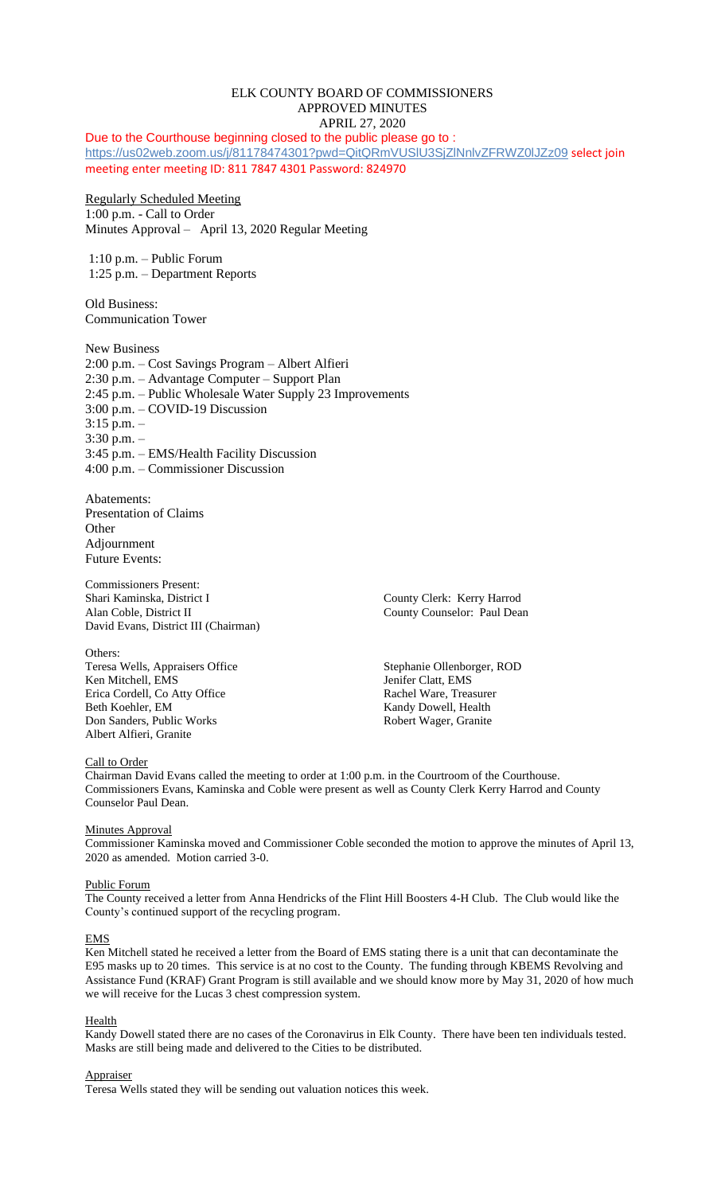# ELK COUNTY BOARD OF COMMISSIONERS
## APPROVED MINUTES
### APRIL 27, 2020

Due to the Courthouse beginning closed to the public please go to : https://us02web.zoom.us/j/81178474301?pwd=QitQRmVUSlU3SjZlNnlvZFRWZ0lJZz09 select join meeting enter meeting ID: 811 7847 4301 Password: 824970

Regularly Scheduled Meeting
1:00 p.m. - Call to Order
Minutes Approval – April 13, 2020 Regular Meeting

1:10 p.m. – Public Forum
1:25 p.m. – Department Reports

Old Business:
Communication Tower

New Business
2:00 p.m. – Cost Savings Program – Albert Alfieri
2:30 p.m. – Advantage Computer – Support Plan
2:45 p.m. – Public Wholesale Water Supply 23 Improvements
3:00 p.m. – COVID-19 Discussion
3:15 p.m. –
3:30 p.m. –
3:45 p.m. – EMS/Health Facility Discussion
4:00 p.m. – Commissioner Discussion

Abatements:
Presentation of Claims
Other
Adjournment
Future Events:

Commissioners Present:
Shari Kaminska, District I
Alan Coble, District II
David Evans, District III (Chairman)

County Clerk: Kerry Harrod
County Counselor: Paul Dean

Others:
Teresa Wells, Appraisers Office
Ken Mitchell, EMS
Erica Cordell, Co Atty Office
Beth Koehler, EM
Don Sanders, Public Works
Albert Alfieri, Granite

Stephanie Ollenborger, ROD
Jenifer Clatt, EMS
Rachel Ware, Treasurer
Kandy Dowell, Health
Robert Wager, Granite

Call to Order
Chairman David Evans called the meeting to order at 1:00 p.m. in the Courtroom of the Courthouse. Commissioners Evans, Kaminska and Coble were present as well as County Clerk Kerry Harrod and County Counselor Paul Dean.

Minutes Approval
Commissioner Kaminska moved and Commissioner Coble seconded the motion to approve the minutes of April 13, 2020 as amended. Motion carried 3-0.

Public Forum
The County received a letter from Anna Hendricks of the Flint Hill Boosters 4-H Club. The Club would like the County's continued support of the recycling program.

EMS
Ken Mitchell stated he received a letter from the Board of EMS stating there is a unit that can decontaminate the E95 masks up to 20 times. This service is at no cost to the County. The funding through KBEMS Revolving and Assistance Fund (KRAF) Grant Program is still available and we should know more by May 31, 2020 of how much we will receive for the Lucas 3 chest compression system.

Health
Kandy Dowell stated there are no cases of the Coronavirus in Elk County. There have been ten individuals tested. Masks are still being made and delivered to the Cities to be distributed.

Appraiser
Teresa Wells stated they will be sending out valuation notices this week.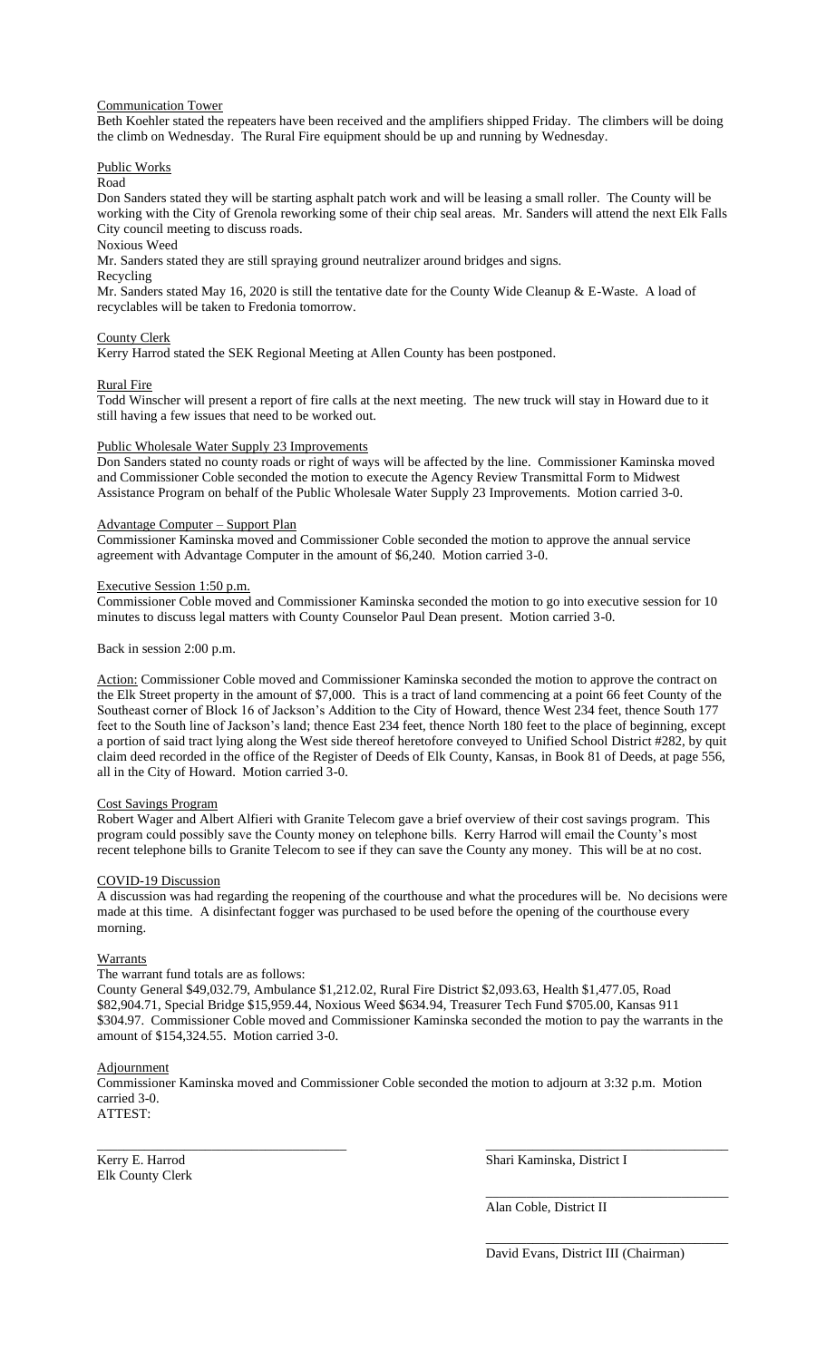Communication Tower

Beth Koehler stated the repeaters have been received and the amplifiers shipped Friday. The climbers will be doing the climb on Wednesday. The Rural Fire equipment should be up and running by Wednesday.

Public Works

Road

Don Sanders stated they will be starting asphalt patch work and will be leasing a small roller. The County will be working with the City of Grenola reworking some of their chip seal areas. Mr. Sanders will attend the next Elk Falls City council meeting to discuss roads.

Noxious Weed

Mr. Sanders stated they are still spraying ground neutralizer around bridges and signs.

Recycling

Mr. Sanders stated May 16, 2020 is still the tentative date for the County Wide Cleanup & E-Waste. A load of recyclables will be taken to Fredonia tomorrow.

County Clerk

Kerry Harrod stated the SEK Regional Meeting at Allen County has been postponed.

Rural Fire

Todd Winscher will present a report of fire calls at the next meeting. The new truck will stay in Howard due to it still having a few issues that need to be worked out.

Public Wholesale Water Supply 23 Improvements

Don Sanders stated no county roads or right of ways will be affected by the line. Commissioner Kaminska moved and Commissioner Coble seconded the motion to execute the Agency Review Transmittal Form to Midwest Assistance Program on behalf of the Public Wholesale Water Supply 23 Improvements. Motion carried 3-0.

Advantage Computer – Support Plan

Commissioner Kaminska moved and Commissioner Coble seconded the motion to approve the annual service agreement with Advantage Computer in the amount of $6,240. Motion carried 3-0.

Executive Session 1:50 p.m.

Commissioner Coble moved and Commissioner Kaminska seconded the motion to go into executive session for 10 minutes to discuss legal matters with County Counselor Paul Dean present. Motion carried 3-0.

Back in session 2:00 p.m.

Action: Commissioner Coble moved and Commissioner Kaminska seconded the motion to approve the contract on the Elk Street property in the amount of $7,000. This is a tract of land commencing at a point 66 feet County of the Southeast corner of Block 16 of Jackson's Addition to the City of Howard, thence West 234 feet, thence South 177 feet to the South line of Jackson's land; thence East 234 feet, thence North 180 feet to the place of beginning, except a portion of said tract lying along the West side thereof heretofore conveyed to Unified School District #282, by quit claim deed recorded in the office of the Register of Deeds of Elk County, Kansas, in Book 81 of Deeds, at page 556, all in the City of Howard. Motion carried 3-0.

Cost Savings Program

Robert Wager and Albert Alfieri with Granite Telecom gave a brief overview of their cost savings program. This program could possibly save the County money on telephone bills. Kerry Harrod will email the County's most recent telephone bills to Granite Telecom to see if they can save the County any money. This will be at no cost.

COVID-19 Discussion

A discussion was had regarding the reopening of the courthouse and what the procedures will be. No decisions were made at this time. A disinfectant fogger was purchased to be used before the opening of the courthouse every morning.

Warrants

The warrant fund totals are as follows:

County General $49,032.79, Ambulance $1,212.02, Rural Fire District $2,093.63, Health $1,477.05, Road $82,904.71, Special Bridge $15,959.44, Noxious Weed $634.94, Treasurer Tech Fund $705.00, Kansas 911 $304.97. Commissioner Coble moved and Commissioner Kaminska seconded the motion to pay the warrants in the amount of $154,324.55. Motion carried 3-0.

Adjournment

Commissioner Kaminska moved and Commissioner Coble seconded the motion to adjourn at 3:32 p.m. Motion carried 3-0.

ATTEST:

Kerry E. Harrod
Elk County Clerk

Shari Kaminska, District I

Alan Coble, District II

David Evans, District III (Chairman)